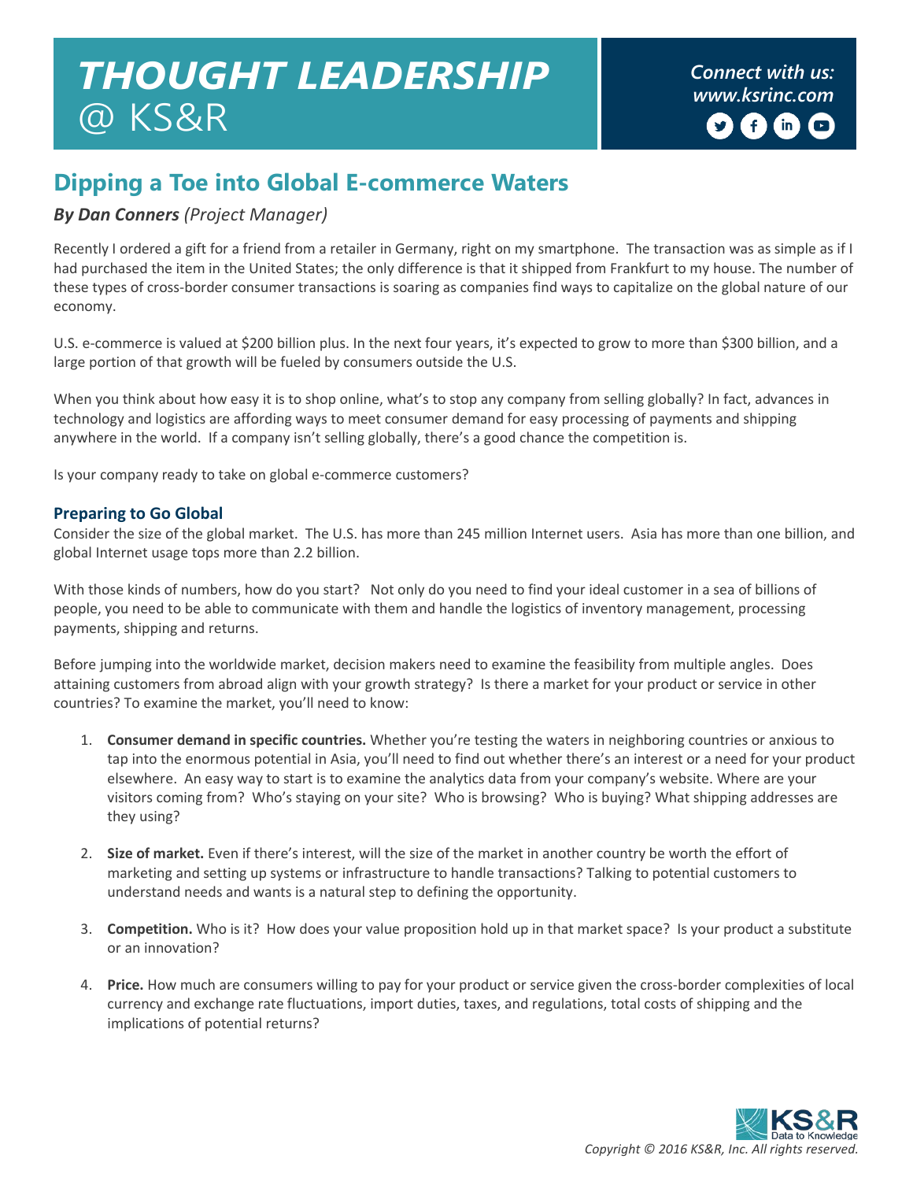# THOUGHT LEADERSHIP @ KS&R

Connect with us: www.ksrinc.com

## Dipping a Toe into Global E-commerce Waters

***By Dan Conners** (Project Manager)*

Recently I ordered a gift for a friend from a retailer in Germany, right on my smartphone. The transaction was as simple as if I had purchased the item in the United States; the only difference is that it shipped from Frankfurt to my house. The number of these types of cross-border consumer transactions is soaring as companies find ways to capitalize on the global nature of our economy.

U.S. e-commerce is valued at $200 billion plus. In the next four years, it's expected to grow to more than $300 billion, and a large portion of that growth will be fueled by consumers outside the U.S.

When you think about how easy it is to shop online, what's to stop any company from selling globally? In fact, advances in technology and logistics are affording ways to meet consumer demand for easy processing of payments and shipping anywhere in the world. If a company isn't selling globally, there's a good chance the competition is.

Is your company ready to take on global e-commerce customers?

### Preparing to Go Global

Consider the size of the global market. The U.S. has more than 245 million Internet users. Asia has more than one billion, and global Internet usage tops more than 2.2 billion.

With those kinds of numbers, how do you start? Not only do you need to find your ideal customer in a sea of billions of people, you need to be able to communicate with them and handle the logistics of inventory management, processing payments, shipping and returns.

Before jumping into the worldwide market, decision makers need to examine the feasibility from multiple angles. Does attaining customers from abroad align with your growth strategy? Is there a market for your product or service in other countries? To examine the market, you'll need to know:

1. **Consumer demand in specific countries.** Whether you're testing the waters in neighboring countries or anxious to tap into the enormous potential in Asia, you'll need to find out whether there's an interest or a need for your product elsewhere. An easy way to start is to examine the analytics data from your company's website. Where are your visitors coming from? Who's staying on your site? Who is browsing? Who is buying? What shipping addresses are they using?

2. **Size of market.** Even if there's interest, will the size of the market in another country be worth the effort of marketing and setting up systems or infrastructure to handle transactions? Talking to potential customers to understand needs and wants is a natural step to defining the opportunity.

3. **Competition.** Who is it? How does your value proposition hold up in that market space? Is your product a substitute or an innovation?

4. **Price.** How much are consumers willing to pay for your product or service given the cross-border complexities of local currency and exchange rate fluctuations, import duties, taxes, and regulations, total costs of shipping and the implications of potential returns?

*Copyright © 2016 KS&R, Inc. All rights reserved.*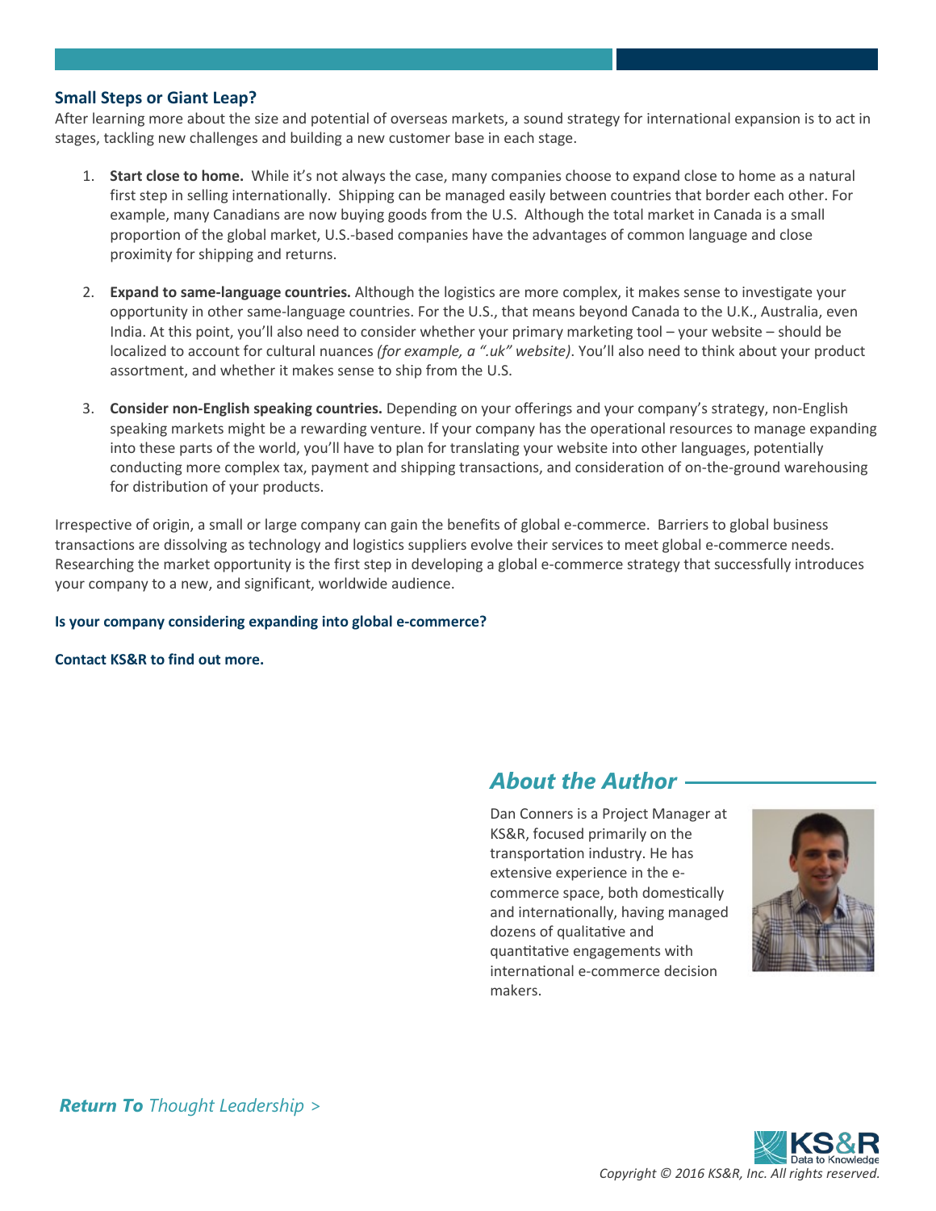## Small Steps or Giant Leap?

After learning more about the size and potential of overseas markets, a sound strategy for international expansion is to act in stages, tackling new challenges and building a new customer base in each stage.

1. **Start close to home.** While it's not always the case, many companies choose to expand close to home as a natural first step in selling internationally. Shipping can be managed easily between countries that border each other. For example, many Canadians are now buying goods from the U.S. Although the total market in Canada is a small proportion of the global market, U.S.-based companies have the advantages of common language and close proximity for shipping and returns.

2. **Expand to same-language countries.** Although the logistics are more complex, it makes sense to investigate your opportunity in other same-language countries. For the U.S., that means beyond Canada to the U.K., Australia, even India. At this point, you'll also need to consider whether your primary marketing tool – your website – should be localized to account for cultural nuances *(for example, a ".uk" website)*. You'll also need to think about your product assortment, and whether it makes sense to ship from the U.S.

3. **Consider non-English speaking countries.** Depending on your offerings and your company's strategy, non-English speaking markets might be a rewarding venture. If your company has the operational resources to manage expanding into these parts of the world, you'll have to plan for translating your website into other languages, potentially conducting more complex tax, payment and shipping transactions, and consideration of on-the-ground warehousing for distribution of your products.

Irrespective of origin, a small or large company can gain the benefits of global e-commerce. Barriers to global business transactions are dissolving as technology and logistics suppliers evolve their services to meet global e-commerce needs. Researching the market opportunity is the first step in developing a global e-commerce strategy that successfully introduces your company to a new, and significant, worldwide audience.

**Is your company considering expanding into global e-commerce?**

**Contact KS&R to find out more.**

## *About the Author*

Dan Conners is a Project Manager at KS&R, focused primarily on the transportation industry. He has extensive experience in the e-commerce space, both domestically and internationally, having managed dozens of qualitative and quantitative engagements with international e-commerce decision makers.

***Return To*** *Thought Leadership >*

KS&R Data to Knowledge

*Copyright © 2016 KS&R, Inc. All rights reserved.*